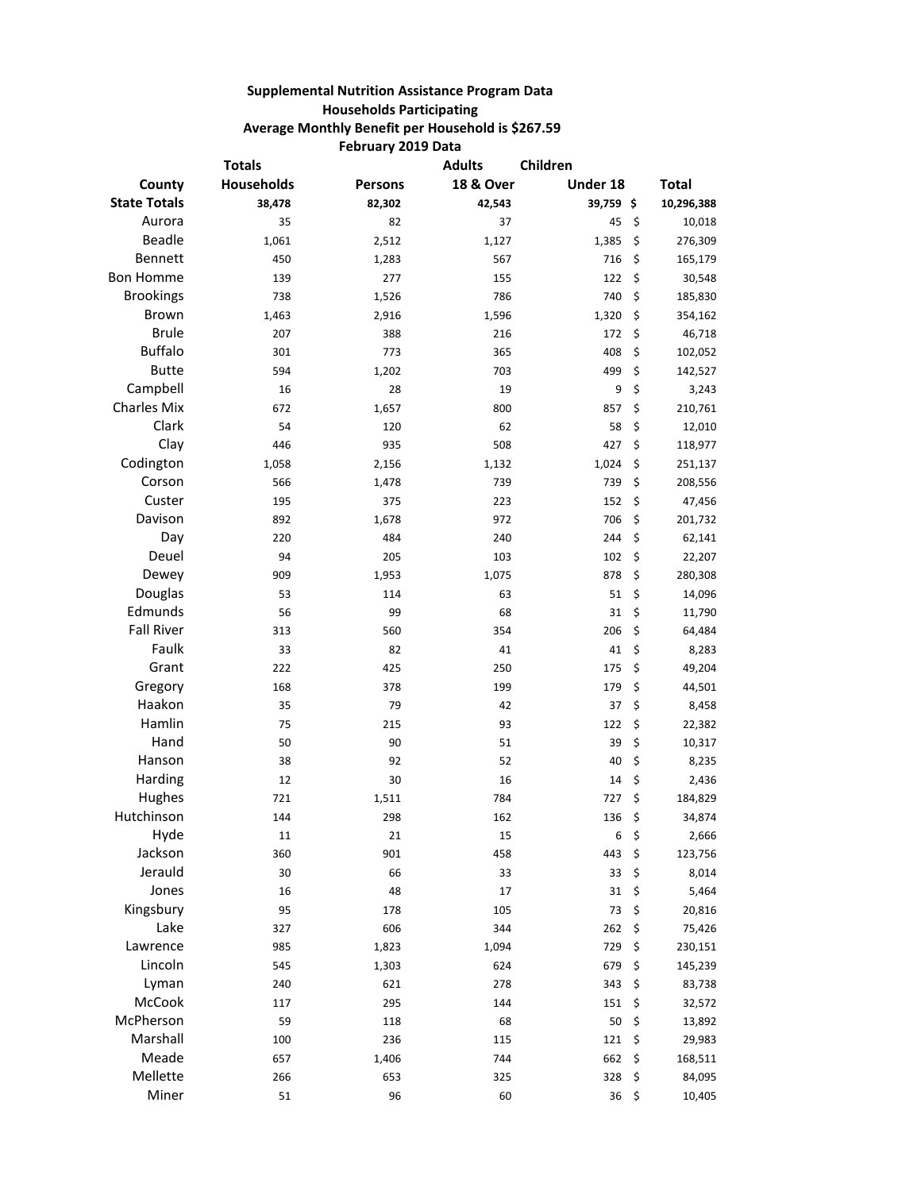**Supplemental Nutrition Assistance Program Data**

**Households Participating**

**Average Monthly Benefit per Household is $267.59**

**February 2019 Data**

| County | Totals Households | Persons | Adults 18 & Over | Children Under 18 | Total |
|---|---|---|---|---|---|
| **State Totals** | **38,478** | **82,302** | **42,543** | **39,759** | **$ 10,296,388** |
| Aurora | 35 | 82 | 37 | 45 | $ 10,018 |
| Beadle | 1,061 | 2,512 | 1,127 | 1,385 | $ 276,309 |
| Bennett | 450 | 1,283 | 567 | 716 | $ 165,179 |
| Bon Homme | 139 | 277 | 155 | 122 | $ 30,548 |
| Brookings | 738 | 1,526 | 786 | 740 | $ 185,830 |
| Brown | 1,463 | 2,916 | 1,596 | 1,320 | $ 354,162 |
| Brule | 207 | 388 | 216 | 172 | $ 46,718 |
| Buffalo | 301 | 773 | 365 | 408 | $ 102,052 |
| Butte | 594 | 1,202 | 703 | 499 | $ 142,527 |
| Campbell | 16 | 28 | 19 | 9 | $ 3,243 |
| Charles Mix | 672 | 1,657 | 800 | 857 | $ 210,761 |
| Clark | 54 | 120 | 62 | 58 | $ 12,010 |
| Clay | 446 | 935 | 508 | 427 | $ 118,977 |
| Codington | 1,058 | 2,156 | 1,132 | 1,024 | $ 251,137 |
| Corson | 566 | 1,478 | 739 | 739 | $ 208,556 |
| Custer | 195 | 375 | 223 | 152 | $ 47,456 |
| Davison | 892 | 1,678 | 972 | 706 | $ 201,732 |
| Day | 220 | 484 | 240 | 244 | $ 62,141 |
| Deuel | 94 | 205 | 103 | 102 | $ 22,207 |
| Dewey | 909 | 1,953 | 1,075 | 878 | $ 280,308 |
| Douglas | 53 | 114 | 63 | 51 | $ 14,096 |
| Edmunds | 56 | 99 | 68 | 31 | $ 11,790 |
| Fall River | 313 | 560 | 354 | 206 | $ 64,484 |
| Faulk | 33 | 82 | 41 | 41 | $ 8,283 |
| Grant | 222 | 425 | 250 | 175 | $ 49,204 |
| Gregory | 168 | 378 | 199 | 179 | $ 44,501 |
| Haakon | 35 | 79 | 42 | 37 | $ 8,458 |
| Hamlin | 75 | 215 | 93 | 122 | $ 22,382 |
| Hand | 50 | 90 | 51 | 39 | $ 10,317 |
| Hanson | 38 | 92 | 52 | 40 | $ 8,235 |
| Harding | 12 | 30 | 16 | 14 | $ 2,436 |
| Hughes | 721 | 1,511 | 784 | 727 | $ 184,829 |
| Hutchinson | 144 | 298 | 162 | 136 | $ 34,874 |
| Hyde | 11 | 21 | 15 | 6 | $ 2,666 |
| Jackson | 360 | 901 | 458 | 443 | $ 123,756 |
| Jerauld | 30 | 66 | 33 | 33 | $ 8,014 |
| Jones | 16 | 48 | 17 | 31 | $ 5,464 |
| Kingsbury | 95 | 178 | 105 | 73 | $ 20,816 |
| Lake | 327 | 606 | 344 | 262 | $ 75,426 |
| Lawrence | 985 | 1,823 | 1,094 | 729 | $ 230,151 |
| Lincoln | 545 | 1,303 | 624 | 679 | $ 145,239 |
| Lyman | 240 | 621 | 278 | 343 | $ 83,738 |
| McCook | 117 | 295 | 144 | 151 | $ 32,572 |
| McPherson | 59 | 118 | 68 | 50 | $ 13,892 |
| Marshall | 100 | 236 | 115 | 121 | $ 29,983 |
| Meade | 657 | 1,406 | 744 | 662 | $ 168,511 |
| Mellette | 266 | 653 | 325 | 328 | $ 84,095 |
| Miner | 51 | 96 | 60 | 36 | $ 10,405 |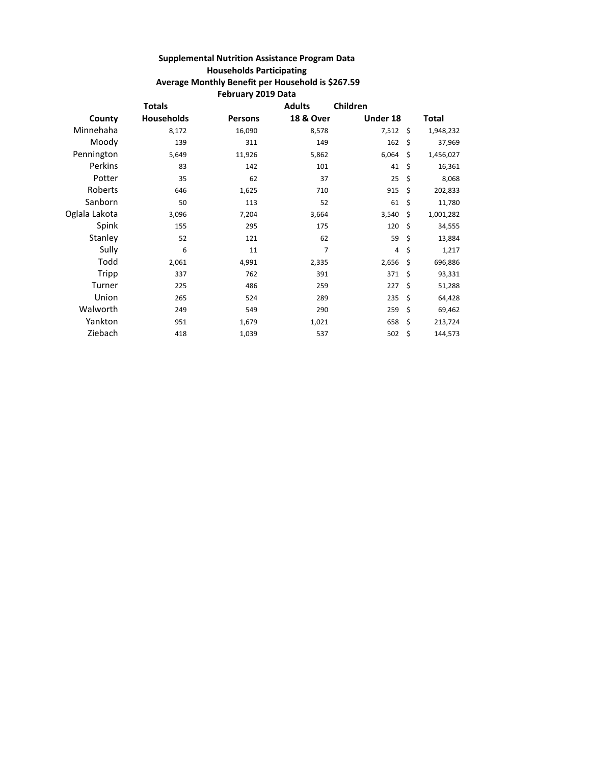**Supplemental Nutrition Assistance Program Data**
**Households Participating**
**Average Monthly Benefit per Household is $267.59**
**February 2019 Data**

| | Totals | | Adults | Children | |
|---|---|---|---|---|---|
| **County** | **Households** | **Persons** | **18 & Over** | **Under 18** | **Total** |
| Minnehaha | 8,172 | 16,090 | 8,578 | 7,512 | $ 1,948,232 |
| Moody | 139 | 311 | 149 | 162 | $ 37,969 |
| Pennington | 5,649 | 11,926 | 5,862 | 6,064 | $ 1,456,027 |
| Perkins | 83 | 142 | 101 | 41 | $ 16,361 |
| Potter | 35 | 62 | 37 | 25 | $ 8,068 |
| Roberts | 646 | 1,625 | 710 | 915 | $ 202,833 |
| Sanborn | 50 | 113 | 52 | 61 | $ 11,780 |
| Oglala Lakota | 3,096 | 7,204 | 3,664 | 3,540 | $ 1,001,282 |
| Spink | 155 | 295 | 175 | 120 | $ 34,555 |
| Stanley | 52 | 121 | 62 | 59 | $ 13,884 |
| Sully | 6 | 11 | 7 | 4 | $ 1,217 |
| Todd | 2,061 | 4,991 | 2,335 | 2,656 | $ 696,886 |
| Tripp | 337 | 762 | 391 | 371 | $ 93,331 |
| Turner | 225 | 486 | 259 | 227 | $ 51,288 |
| Union | 265 | 524 | 289 | 235 | $ 64,428 |
| Walworth | 249 | 549 | 290 | 259 | $ 69,462 |
| Yankton | 951 | 1,679 | 1,021 | 658 | $ 213,724 |
| Ziebach | 418 | 1,039 | 537 | 502 | $ 144,573 |